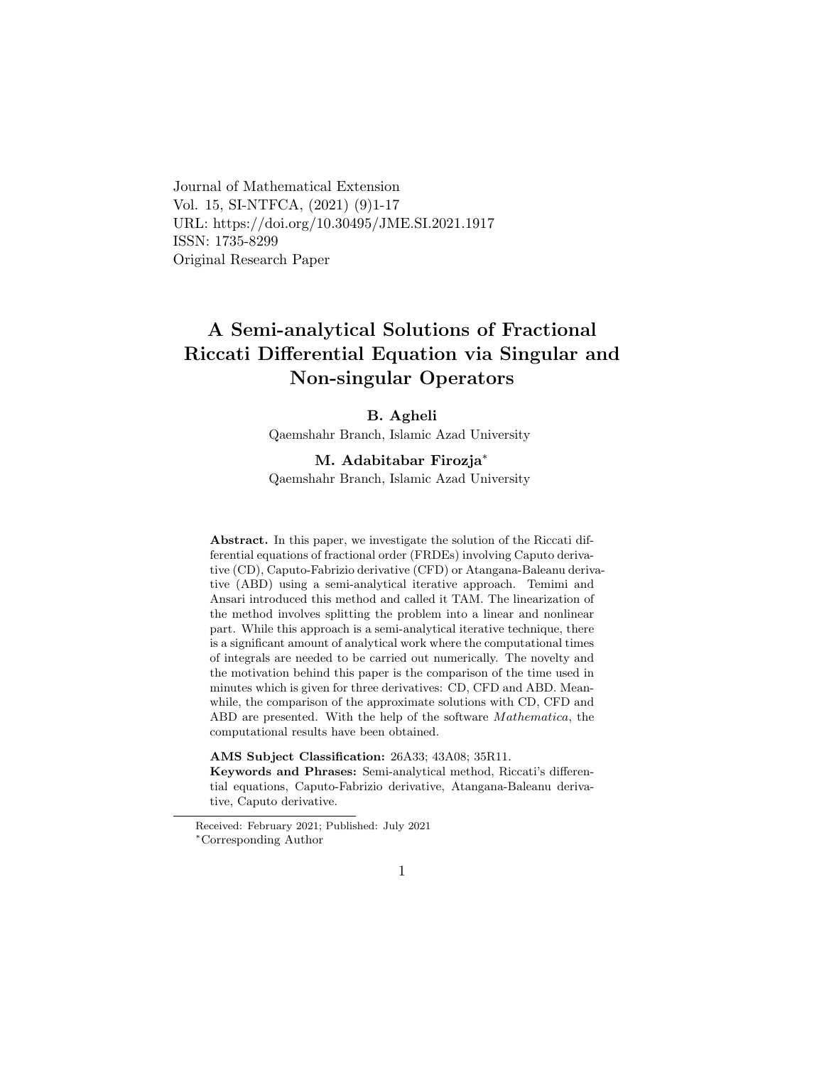Journal of Mathematical Extension
Vol. 15, SI-NTFCA, (2021) (9)1-17
URL: https://doi.org/10.30495/JME.SI.2021.1917
ISSN: 1735-8299
Original Research Paper

# A Semi-analytical Solutions of Fractional Riccati Differential Equation via Singular and Non-singular Operators

**B. Agheli**
Qaemshahr Branch, Islamic Azad University

**M. Adabitabar Firozja***
Qaemshahr Branch, Islamic Azad University

**Abstract.** In this paper, we investigate the solution of the Riccati differential equations of fractional order (FRDEs) involving Caputo derivative (CD), Caputo-Fabrizio derivative (CFD) or Atangana-Baleanu derivative (ABD) using a semi-analytical iterative approach. Temimi and Ansari introduced this method and called it TAM. The linearization of the method involves splitting the problem into a linear and nonlinear part. While this approach is a semi-analytical iterative technique, there is a significant amount of analytical work where the computational times of integrals are needed to be carried out numerically. The novelty and the motivation behind this paper is the comparison of the time used in minutes which is given for three derivatives: CD, CFD and ABD. Meanwhile, the comparison of the approximate solutions with CD, CFD and ABD are presented. With the help of the software *Mathematica*, the computational results have been obtained.

**AMS Subject Classification:** 26A33; 43A08; 35R11.
**Keywords and Phrases:** Semi-analytical method, Riccati's differential equations, Caputo-Fabrizio derivative, Atangana-Baleanu derivative, Caputo derivative.

Received: February 2021; Published: July 2021
*Corresponding Author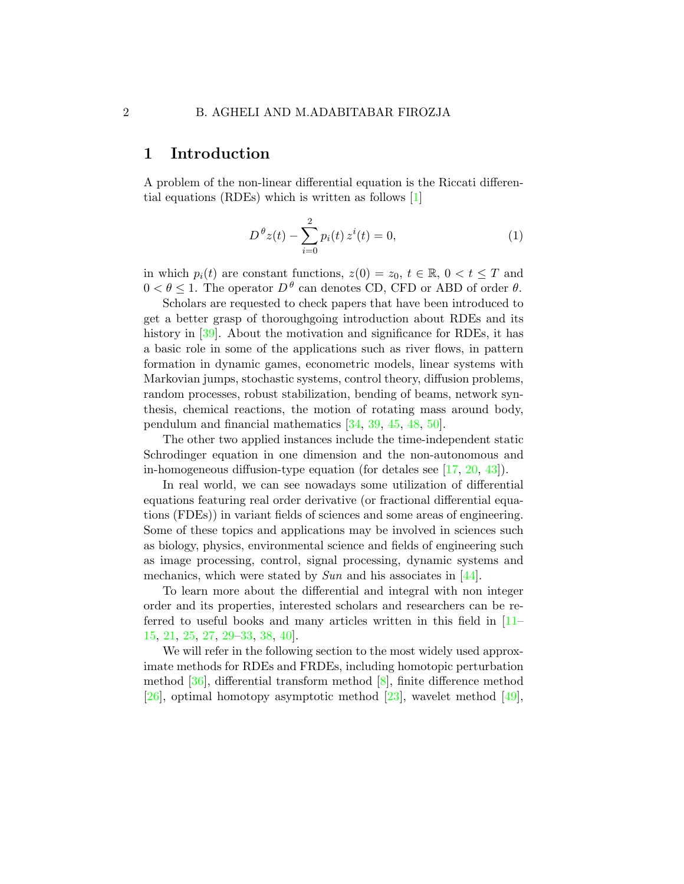# 1 Introduction

A problem of the non-linear differential equation is the Riccati differential equations (RDEs) which is written as follows [1]

$$D^{\theta} z(t) - \sum_{i=0}^{2} p_i(t)\, z^i(t) = 0, \tag{1}$$

in which $p_i(t)$ are constant functions, $z(0) = z_0$, $t \in \mathbb{R}$, $0 < t \leq T$ and $0 < \theta \leq 1$. The operator $D^{\theta}$ can denotes CD, CFD or ABD of order $\theta$.

Scholars are requested to check papers that have been introduced to get a better grasp of thoroughgoing introduction about RDEs and its history in [39]. About the motivation and significance for RDEs, it has a basic role in some of the applications such as river flows, in pattern formation in dynamic games, econometric models, linear systems with Markovian jumps, stochastic systems, control theory, diffusion problems, random processes, robust stabilization, bending of beams, network synthesis, chemical reactions, the motion of rotating mass around body, pendulum and financial mathematics [34, 39, 45, 48, 50].

The other two applied instances include the time-independent static Schrodinger equation in one dimension and the non-autonomous and in-homogeneous diffusion-type equation (for detales see [17, 20, 43]).

In real world, we can see nowadays some utilization of differential equations featuring real order derivative (or fractional differential equations (FDEs)) in variant fields of sciences and some areas of engineering. Some of these topics and applications may be involved in sciences such as biology, physics, environmental science and fields of engineering such as image processing, control, signal processing, dynamic systems and mechanics, which were stated by *Sun* and his associates in [44].

To learn more about the differential and integral with non integer order and its properties, interested scholars and researchers can be referred to useful books and many articles written in this field in [11–15, 21, 25, 27, 29–33, 38, 40].

We will refer in the following section to the most widely used approximate methods for RDEs and FRDEs, including homotopic perturbation method [36], differential transform method [8], finite difference method [26], optimal homotopy asymptotic method [23], wavelet method [49],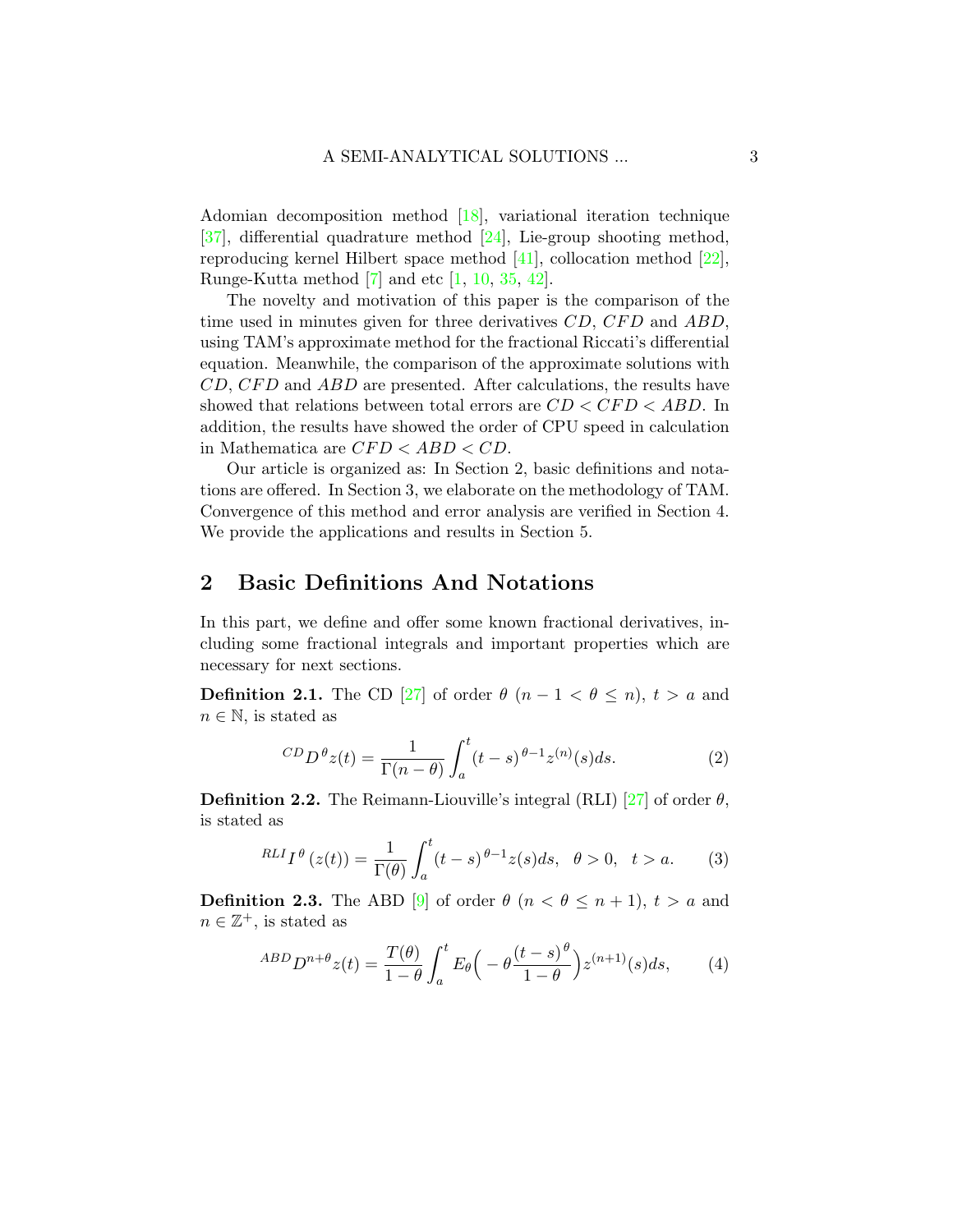Adomian decomposition method [18], variational iteration technique [37], differential quadrature method [24], Lie-group shooting method, reproducing kernel Hilbert space method [41], collocation method [22], Runge-Kutta method [7] and etc [1, 10, 35, 42].

The novelty and motivation of this paper is the comparison of the time used in minutes given for three derivatives $CD$, $CFD$ and $ABD$, using TAM's approximate method for the fractional Riccati's differential equation. Meanwhile, the comparison of the approximate solutions with $CD$, $CFD$ and $ABD$ are presented. After calculations, the results have showed that relations between total errors are $CD < CFD < ABD$. In addition, the results have showed the order of CPU speed in calculation in Mathematica are $CFD < ABD < CD$.

Our article is organized as: In Section 2, basic definitions and notations are offered. In Section 3, we elaborate on the methodology of TAM. Convergence of this method and error analysis are verified in Section 4. We provide the applications and results in Section 5.

## 2 Basic Definitions And Notations

In this part, we define and offer some known fractional derivatives, including some fractional integrals and important properties which are necessary for next sections.

**Definition 2.1.** The CD [27] of order $\theta$ $(n-1 < \theta \leq n)$, $t > a$ and $n \in \mathbb{N}$, is stated as

$$ {}^{CD}D^{\theta} z(t) = \frac{1}{\Gamma(n-\theta)} \int_a^t (t-s)^{\theta-1} z^{(n)}(s) ds. \tag{2} $$

**Definition 2.2.** The Reimann-Liouville's integral (RLI) [27] of order $\theta$, is stated as

$$ {}^{RLI}I^{\theta}\left(z(t)\right) = \frac{1}{\Gamma(\theta)} \int_a^t (t-s)^{\theta-1} z(s) ds, \quad \theta > 0, \quad t > a. \tag{3} $$

**Definition 2.3.** The ABD [9] of order $\theta$ $(n < \theta \leq n+1)$, $t > a$ and $n \in \mathbb{Z}^+$, is stated as

$$ {}^{ABD}D^{n+\theta} z(t) = \frac{T(\theta)}{1-\theta} \int_a^t E_{\theta}\Big(-\theta \frac{(t-s)^{\theta}}{1-\theta}\Big) z^{(n+1)}(s) ds, \tag{4} $$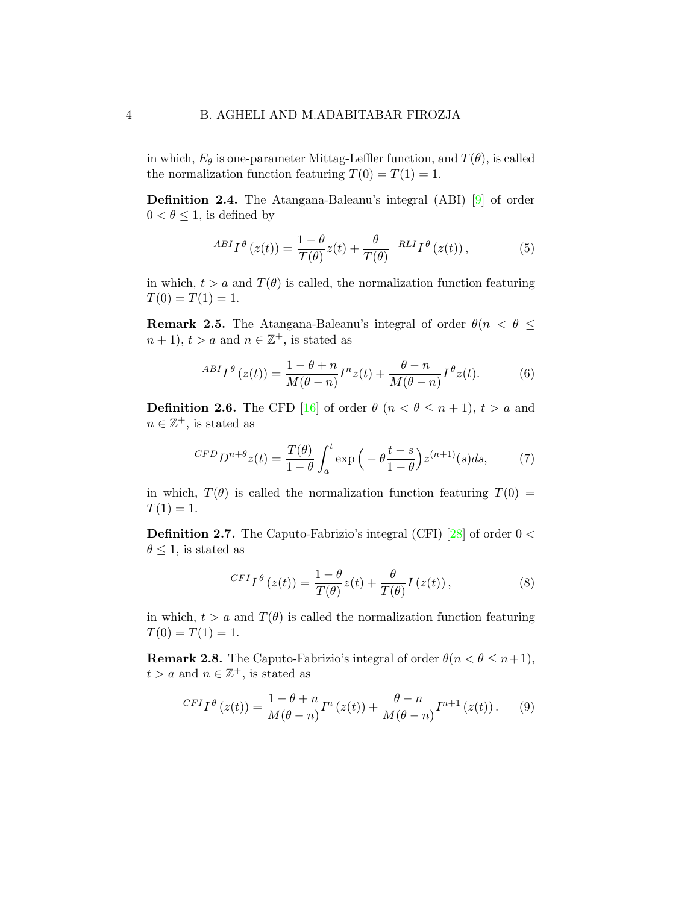in which, $E_\theta$ is one-parameter Mittag-Leffler function, and $T(\theta)$, is called the normalization function featuring $T(0) = T(1) = 1$.

**Definition 2.4.** The Atangana-Baleanu's integral (ABI) [9] of order $0 < \theta \leq 1$, is defined by

$$ {}^{ABI}I^{\theta}\left(z(t)\right) = \frac{1-\theta}{T(\theta)} z(t) + \frac{\theta}{T(\theta)} \ {}^{RLI}I^{\theta}\left(z(t)\right), \tag{5} $$

in which, $t > a$ and $T(\theta)$ is called, the normalization function featuring $T(0) = T(1) = 1$.

**Remark 2.5.** The Atangana-Baleanu's integral of order $\theta (n < \theta \leq n+1)$, $t > a$ and $n \in \mathbb{Z}^+$, is stated as

$$ {}^{ABI}I^{\theta}\left(z(t)\right) = \frac{1-\theta+n}{M(\theta-n)} I^{n} z(t) + \frac{\theta-n}{M(\theta-n)} I^{\theta} z(t). \tag{6} $$

**Definition 2.6.** The CFD [16] of order $\theta$ $(n < \theta \leq n+1)$, $t > a$ and $n \in \mathbb{Z}^+$, is stated as

$$ {}^{CFD}D^{n+\theta} z(t) = \frac{T(\theta)}{1-\theta} \int_a^t \exp\Big(-\theta \frac{t-s}{1-\theta}\Big) z^{(n+1)}(s) ds, \tag{7} $$

in which, $T(\theta)$ is called the normalization function featuring $T(0) = T(1) = 1$.

**Definition 2.7.** The Caputo-Fabrizio's integral (CFI) [28] of order $0 < \theta \leq 1$, is stated as

$$ {}^{CFI}I^{\theta}\left(z(t)\right) = \frac{1-\theta}{T(\theta)} z(t) + \frac{\theta}{T(\theta)} I\left(z(t)\right), \tag{8} $$

in which, $t > a$ and $T(\theta)$ is called the normalization function featuring $T(0) = T(1) = 1$.

**Remark 2.8.** The Caputo-Fabrizio's integral of order $\theta (n < \theta \leq n+1)$, $t > a$ and $n \in \mathbb{Z}^+$, is stated as

$$ {}^{CFI}I^{\theta}\left(z(t)\right) = \frac{1-\theta+n}{M(\theta-n)} I^{n}\left(z(t)\right) + \frac{\theta-n}{M(\theta-n)} I^{n+1}\left(z(t)\right). \tag{9} $$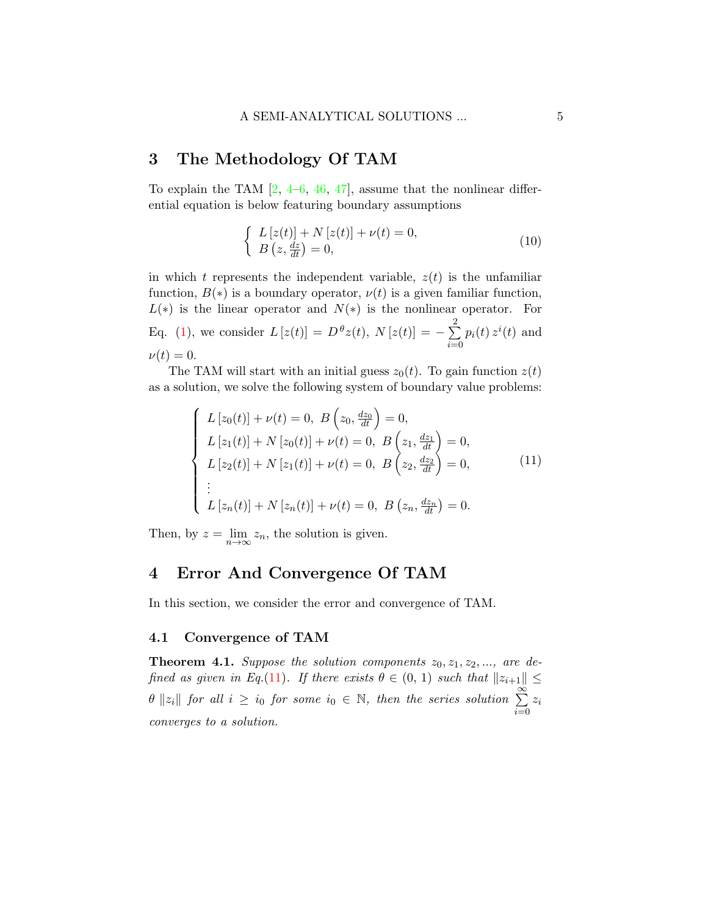## 3 The Methodology Of TAM

To explain the TAM [2, 4–6, 46, 47], assume that the nonlinear differential equation is below featuring boundary assumptions

$$
\begin{cases} L\left[z(t)\right] + N\left[z(t)\right] + \nu(t) = 0, \\ B\left(z, \frac{dz}{dt}\right) = 0, \end{cases} \tag{10}
$$

in which $t$ represents the independent variable, $z(t)$ is the unfamiliar function, $B(*)$ is a boundary operator, $\nu(t)$ is a given familiar function, $L(*)$ is the linear operator and $N(*)$ is the nonlinear operator. For Eq. (1), we consider $L\left[z(t)\right] = D^{\theta} z(t),\ N\left[z(t)\right] = -\sum\limits_{i=0}^{2} p_i(t)\, z^i(t)$ and $\nu(t) = 0$.

The TAM will start with an initial guess $z_0(t)$. To gain function $z(t)$ as a solution, we solve the following system of boundary value problems:

$$
\begin{cases} L\left[z_0(t)\right] + \nu(t) = 0,\ B\left(z_0, \frac{dz_0}{dt}\right) = 0, \\ L\left[z_1(t)\right] + N\left[z_0(t)\right] + \nu(t) = 0,\ B\left(z_1, \frac{dz_1}{dt}\right) = 0, \\ L\left[z_2(t)\right] + N\left[z_1(t)\right] + \nu(t) = 0,\ B\left(z_2, \frac{dz_2}{dt}\right) = 0, \\ \vdots \\ L\left[z_n(t)\right] + N\left[z_n(t)\right] + \nu(t) = 0,\ B\left(z_n, \frac{dz_n}{dt}\right) = 0. \end{cases} \tag{11}
$$

Then, by $z = \lim\limits_{n \to \infty} z_n$, the solution is given.

## 4 Error And Convergence Of TAM

In this section, we consider the error and convergence of TAM.

### 4.1 Convergence of TAM

**Theorem 4.1.** *Suppose the solution components $z_0, z_1, z_2, \ldots,$ are defined as given in Eq.(11). If there exists $\theta \in (0, 1)$ such that $\|z_{i+1}\| \leq \theta \|z_i\|$ for all $i \geq i_0$ for some $i_0 \in \mathbb{N}$, then the series solution $\sum\limits_{i=0}^{\infty} z_i$ converges to a solution.*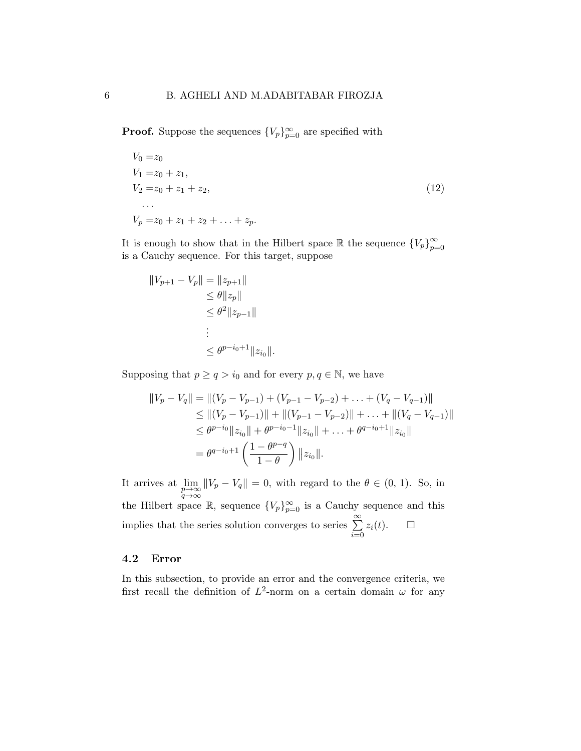**Proof.** Suppose the sequences $\{V_p\}_{p=0}^{\infty}$ are specified with

$$
\begin{aligned}
V_0 =& z_0 \\
V_1 =& z_0 + z_1, \\
V_2 =& z_0 + z_1 + z_2, \\
&\dots \\
V_p =& z_0 + z_1 + z_2 + \ldots + z_p.
\end{aligned}
\tag{12}
$$

It is enough to show that in the Hilbert space $\mathbb{R}$ the sequence $\{V_p\}_{p=0}^{\infty}$ is a Cauchy sequence. For this target, suppose

$$
\begin{aligned}
\|V_{p+1} - V_p\| &= \|z_{p+1}\| \\
&\leq \theta \|z_p\| \\
&\leq \theta^2 \|z_{p-1}\| \\
&\vdots \\
&\leq \theta^{p-i_0+1} \|z_{i_0}\|.
\end{aligned}
$$

Supposing that $p \geq q > i_0$ and for every $p, q \in \mathbb{N}$, we have

$$
\begin{aligned}
\|V_p - V_q\| &= \|(V_p - V_{p-1}) + (V_{p-1} - V_{p-2}) + \ldots + (V_q - V_{q-1})\| \\
&\leq \|(V_p - V_{p-1})\| + \|(V_{p-1} - V_{p-2})\| + \ldots + \|(V_q - V_{q-1})\| \\
&\leq \theta^{p-i_0} \|z_{i_0}\| + \theta^{p-i_0-1} \|z_{i_0}\| + \ldots + \theta^{q-i_0+1} \|z_{i_0}\| \\
&= \theta^{q-i_0+1} \left( \frac{1 - \theta^{p-q}}{1 - \theta} \right) \|z_{i_0}\|.
\end{aligned}
$$

It arrives at $\lim\limits_{\substack{p \to \infty \\ q \to \infty}} \|V_p - V_q\| = 0$, with regard to the $\theta \in (0, 1)$. So, in the Hilbert space $\mathbb{R}$, sequence $\{V_p\}_{p=0}^{\infty}$ is a Cauchy sequence and this implies that the series solution converges to series $\sum\limits_{i=0}^{\infty} z_i(t)$. $\square$

### 4.2 Error

In this subsection, to provide an error and the convergence criteria, we first recall the definition of $L^2$-norm on a certain domain $\omega$ for any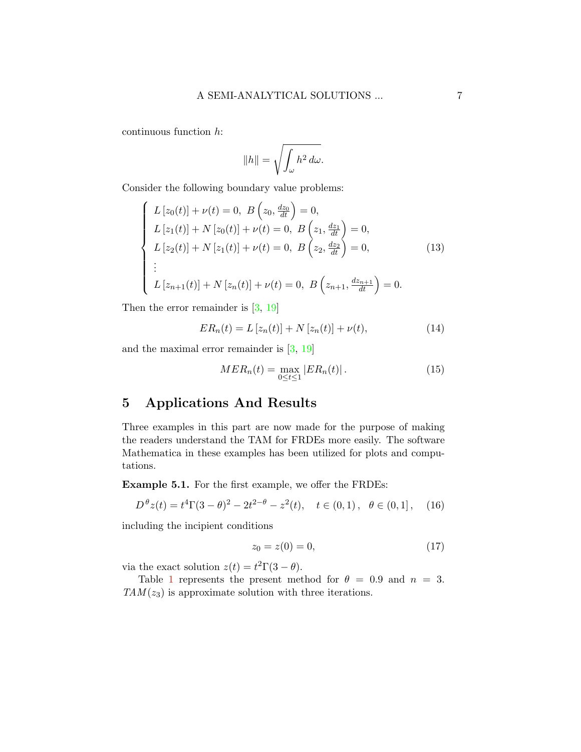continuous function $h$:

$$\|h\| = \sqrt{\int_{\omega} h^2 \, d\omega}.$$

Consider the following boundary value problems:

$$\begin{cases} L\left[z_0(t)\right] + \nu(t) = 0, \; B\left(z_0, \frac{dz_0}{dt}\right) = 0, \\ L\left[z_1(t)\right] + N\left[z_0(t)\right] + \nu(t) = 0, \; B\left(z_1, \frac{dz_1}{dt}\right) = 0, \\ L\left[z_2(t)\right] + N\left[z_1(t)\right] + \nu(t) = 0, \; B\left(z_2, \frac{dz_2}{dt}\right) = 0, \\ \vdots \\ L\left[z_{n+1}(t)\right] + N\left[z_n(t)\right] + \nu(t) = 0, \; B\left(z_{n+1}, \frac{dz_{n+1}}{dt}\right) = 0. \end{cases} \tag{13}$$

Then the error remainder is [3, 19]

$$ER_n(t) = L\left[z_n(t)\right] + N\left[z_n(t)\right] + \nu(t), \tag{14}$$

and the maximal error remainder is [3, 19]

$$MER_n(t) = \max_{0 \leq t \leq 1} \left| ER_n(t) \right|. \tag{15}$$

## 5 Applications And Results

Three examples in this part are now made for the purpose of making the readers understand the TAM for FRDEs more easily. The software Mathematica in these examples has been utilized for plots and computations.

**Example 5.1.** For the first example, we offer the FRDEs:

$$D^{\theta} z(t) = t^4 \Gamma(3-\theta)^2 - 2t^{2-\theta} - z^2(t), \quad t \in (0,1), \quad \theta \in (0,1], \tag{16}$$

including the incipient conditions

$$z_0 = z(0) = 0, \tag{17}$$

via the exact solution $z(t) = t^2 \Gamma(3-\theta)$.

Table 1 represents the present method for $\theta = 0.9$ and $n = 3$. $TAM(z_3)$ is approximate solution with three iterations.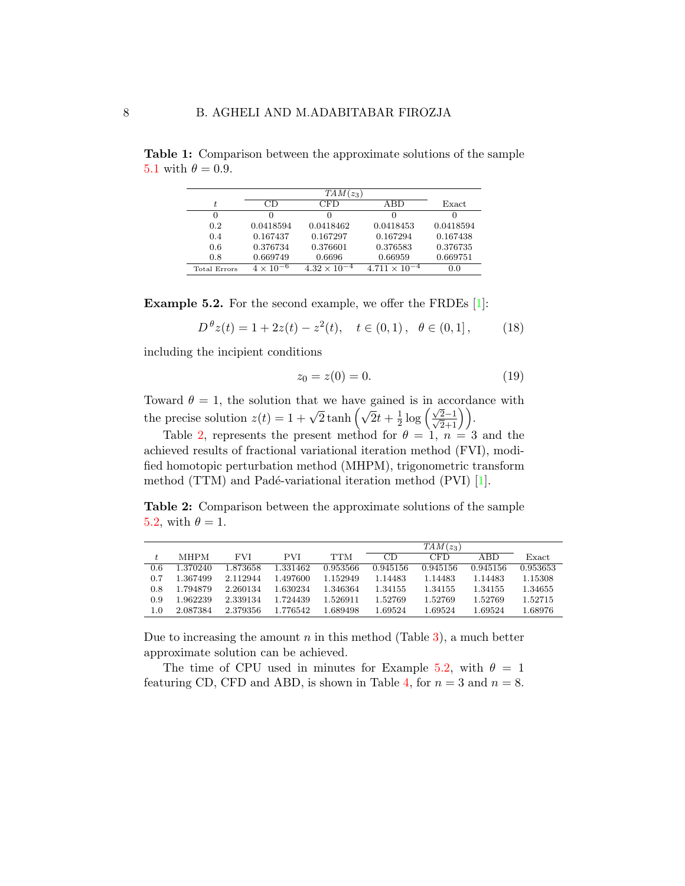**Table 1:** Comparison between the approximate solutions of the sample 5.1 with $\theta = 0.9$.

| $t$ | $TAM(z_3)$ CD | CFD | ABD | Exact |
|---|---|---|---|---|
| 0 | 0 | 0 | 0 | 0 |
| 0.2 | 0.0418594 | 0.0418462 | 0.0418453 | 0.0418594 |
| 0.4 | 0.167437 | 0.167297 | 0.167294 | 0.167438 |
| 0.6 | 0.376734 | 0.376601 | 0.376583 | 0.376735 |
| 0.8 | 0.669749 | 0.6696 | 0.66959 | 0.669751 |
| Total Errors | $4 \times 10^{-6}$ | $4.32 \times 10^{-4}$ | $4.711 \times 10^{-4}$ | 0.0 |

**Example 5.2.** For the second example, we offer the FRDEs [1]:

$$D^{\theta} z(t) = 1 + 2z(t) - z^2(t), \quad t \in (0,1), \quad \theta \in (0,1], \tag{18}$$

including the incipient conditions

$$z_0 = z(0) = 0. \tag{19}$$

Toward $\theta = 1$, the solution that we have gained is in accordance with the precise solution $z(t) = 1 + \sqrt{2}\tanh\left(\sqrt{2}t + \frac{1}{2}\log\left(\frac{\sqrt{2}-1}{\sqrt{2}+1}\right)\right)$.

Table 2, represents the present method for $\theta = 1$, $n = 3$ and the achieved results of fractional variational iteration method (FVI), modified homotopic perturbation method (MHPM), trigonometric transform method (TTM) and Padé-variational iteration method (PVI) [1].

**Table 2:** Comparison between the approximate solutions of the sample 5.2, with $\theta = 1$.

| $t$ | MHPM | FVI | PVI | TTM | $TAM(z_3)$ CD | CFD | ABD | Exact |
|---|---|---|---|---|---|---|---|---|
| 0.6 | 1.370240 | 1.873658 | 1.331462 | 0.953566 | 0.945156 | 0.945156 | 0.945156 | 0.953653 |
| 0.7 | 1.367499 | 2.112944 | 1.497600 | 1.152949 | 1.14483 | 1.14483 | 1.14483 | 1.15308 |
| 0.8 | 1.794879 | 2.260134 | 1.630234 | 1.346364 | 1.34155 | 1.34155 | 1.34155 | 1.34655 |
| 0.9 | 1.962239 | 2.339134 | 1.724439 | 1.526911 | 1.52769 | 1.52769 | 1.52769 | 1.52715 |
| 1.0 | 2.087384 | 2.379356 | 1.776542 | 1.689498 | 1.69524 | 1.69524 | 1.69524 | 1.68976 |

Due to increasing the amount $n$ in this method (Table 3), a much better approximate solution can be achieved.

The time of CPU used in minutes for Example 5.2, with $\theta = 1$ featuring CD, CFD and ABD, is shown in Table 4, for $n = 3$ and $n = 8$.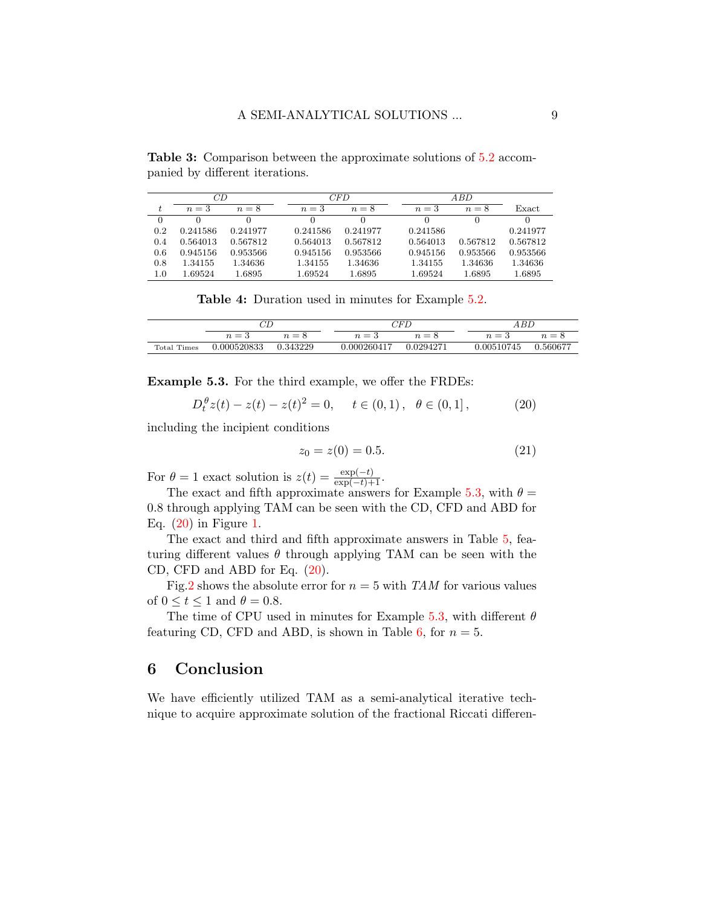**Table 3:** Comparison between the approximate solutions of 5.2 accompanied by different iterations.

| | *CD* | | *CFD* | | *ABD* | | |
|---|---|---|---|---|---|---|---|
| $t$ | $n=3$ | $n=8$ | $n=3$ | $n=8$ | $n=3$ | $n=8$ | Exact |
| 0 | 0 | 0 | 0 | 0 | 0 | 0 | 0 |
| 0.2 | 0.241586 | 0.241977 | 0.241586 | 0.241977 | 0.241586 | | 0.241977 |
| 0.4 | 0.564013 | 0.567812 | 0.564013 | 0.567812 | 0.564013 | 0.567812 | 0.567812 |
| 0.6 | 0.945156 | 0.953566 | 0.945156 | 0.953566 | 0.945156 | 0.953566 | 0.953566 |
| 0.8 | 1.34155 | 1.34636 | 1.34155 | 1.34636 | 1.34155 | 1.34636 | 1.34636 |
| 1.0 | 1.69524 | 1.6895 | 1.69524 | 1.6895 | 1.69524 | 1.6895 | 1.6895 |

**Table 4:** Duration used in minutes for Example 5.2.

| | *CD* | | *CFD* | | *ABD* | |
|---|---|---|---|---|---|---|
| | $n=3$ | $n=8$ | $n=3$ | $n=8$ | $n=3$ | $n=8$ |
| Total Times | 0.000520833 | 0.343229 | 0.000260417 | 0.0294271 | 0.00510745 | 0.560677 |

**Example 5.3.** For the third example, we offer the FRDEs:

$$D_t^{\theta} z(t) - z(t) - z(t)^2 = 0, \qquad t \in (0,1)\,, \quad \theta \in (0,1]\,, \tag{20}$$

including the incipient conditions

$$z_0 = z(0) = 0.5. \tag{21}$$

For $\theta = 1$ exact solution is $z(t) = \frac{\exp(-t)}{\exp(-t)+1}$.

The exact and fifth approximate answers for Example 5.3, with $\theta = 0.8$ through applying TAM can be seen with the CD, CFD and ABD for Eq. (20) in Figure 1.

The exact and third and fifth approximate answers in Table 5, featuring different values $\theta$ through applying TAM can be seen with the CD, CFD and ABD for Eq. (20).

Fig.2 shows the absolute error for $n = 5$ with *TAM* for various values of $0 \le t \le 1$ and $\theta = 0.8$.

The time of CPU used in minutes for Example 5.3, with different $\theta$ featuring CD, CFD and ABD, is shown in Table 6, for $n = 5$.

## 6 Conclusion

We have efficiently utilized TAM as a semi-analytical iterative technique to acquire approximate solution of the fractional Riccati differen-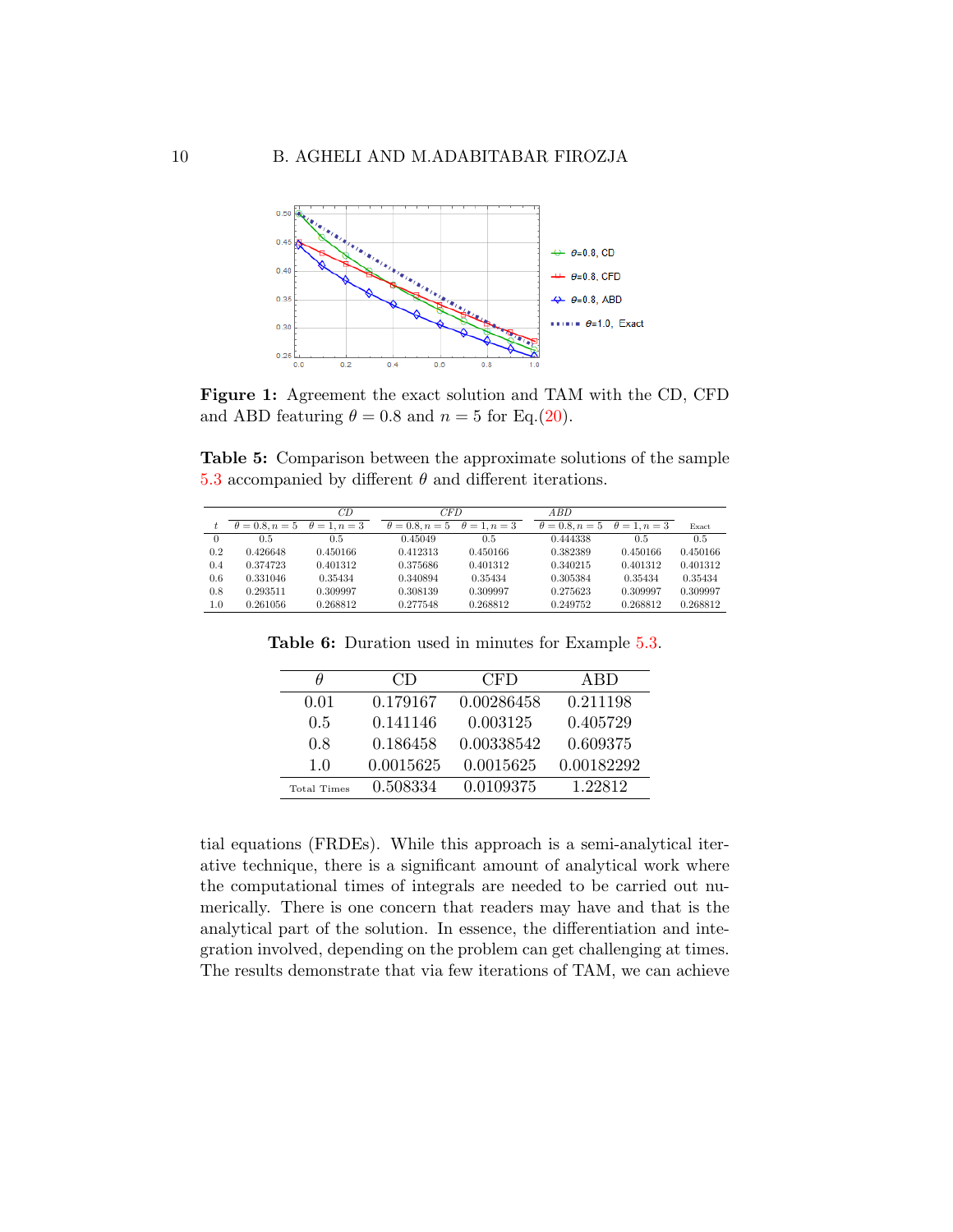**Figure 1:** Agreement the exact solution and TAM with the CD, CFD and ABD featuring $\theta = 0.8$ and $n = 5$ for Eq.(20).

**Table 5:** Comparison between the approximate solutions of the sample 5.3 accompanied by different $\theta$ and different iterations.

| | *CD* | | *CFD* | | *ABD* | | |
|---|---|---|---|---|---|---|---|
| $t$ | $\theta = 0.8, n = 5$ | $\theta = 1, n = 3$ | $\theta = 0.8, n = 5$ | $\theta = 1, n = 3$ | $\theta = 0.8, n = 5$ | $\theta = 1, n = 3$ | Exact |
| 0 | 0.5 | 0.5 | 0.45049 | 0.5 | 0.444338 | 0.5 | 0.5 |
| 0.2 | 0.426648 | 0.450166 | 0.412313 | 0.450166 | 0.382389 | 0.450166 | 0.450166 |
| 0.4 | 0.374723 | 0.401312 | 0.375686 | 0.401312 | 0.340215 | 0.401312 | 0.401312 |
| 0.6 | 0.331046 | 0.35434 | 0.340894 | 0.35434 | 0.305384 | 0.35434 | 0.35434 |
| 0.8 | 0.293511 | 0.309997 | 0.308139 | 0.309997 | 0.275623 | 0.309997 | 0.309997 |
| 1.0 | 0.261056 | 0.268812 | 0.277548 | 0.268812 | 0.249752 | 0.268812 | 0.268812 |

**Table 6:** Duration used in minutes for Example 5.3.

| $\theta$ | CD | CFD | ABD |
|---|---|---|---|
| 0.01 | 0.179167 | 0.00286458 | 0.211198 |
| 0.5 | 0.141146 | 0.003125 | 0.405729 |
| 0.8 | 0.186458 | 0.00338542 | 0.609375 |
| 1.0 | 0.0015625 | 0.0015625 | 0.00182292 |
| Total Times | 0.508334 | 0.0109375 | 1.22812 |

tial equations (FRDEs). While this approach is a semi-analytical iterative technique, there is a significant amount of analytical work where the computational times of integrals are needed to be carried out numerically. There is one concern that readers may have and that is the analytical part of the solution. In essence, the differentiation and integration involved, depending on the problem can get challenging at times. The results demonstrate that via few iterations of TAM, we can achieve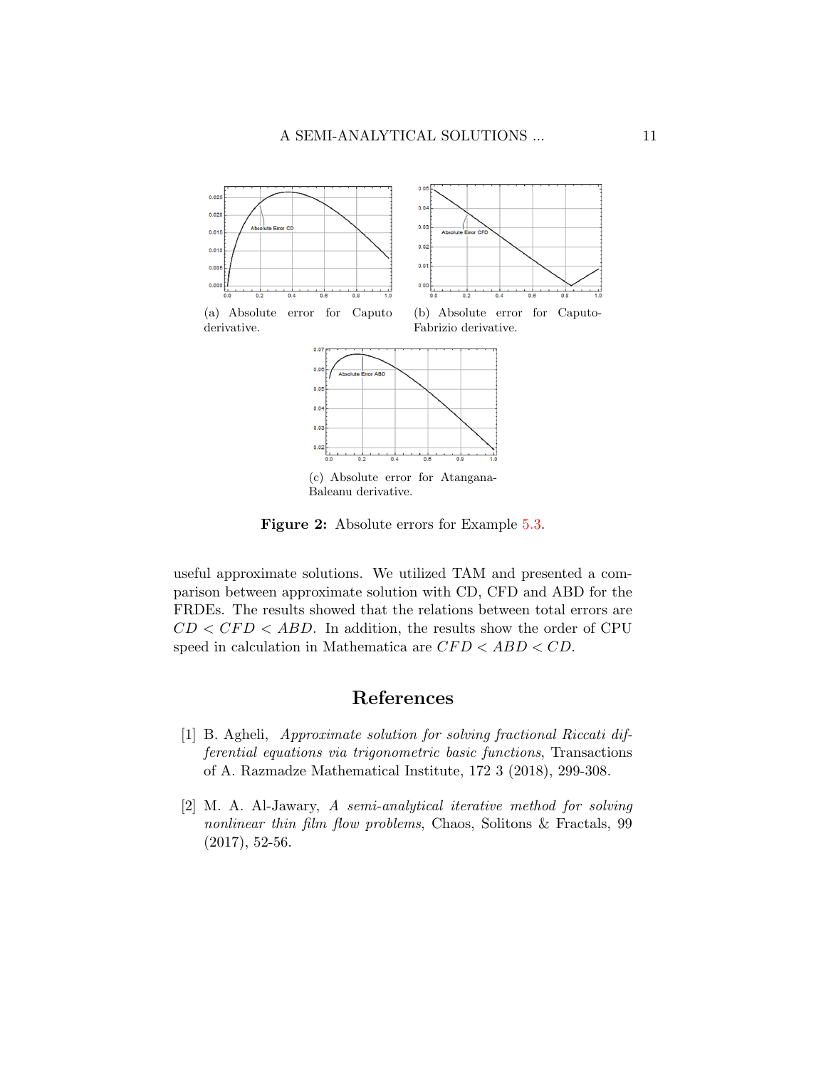(a) Absolute error for Caputo derivative.

(b) Absolute error for Caputo-Fabrizio derivative.

(c) Absolute error for Atangana-Baleanu derivative.

**Figure 2:** Absolute errors for Example 5.3.

useful approximate solutions. We utilized TAM and presented a comparison between approximate solution with CD, CFD and ABD for the FRDEs. The results showed that the relations between total errors are $CD < CFD < ABD$. In addition, the results show the order of CPU speed in calculation in Mathematica are $CFD < ABD < CD$.

# References

[1] B. Agheli, *Approximate solution for solving fractional Riccati differential equations via trigonometric basic functions*, Transactions of A. Razmadze Mathematical Institute, 172 3 (2018), 299-308.

[2] M. A. Al-Jawary, *A semi-analytical iterative method for solving nonlinear thin film flow problems*, Chaos, Solitons & Fractals, 99 (2017), 52-56.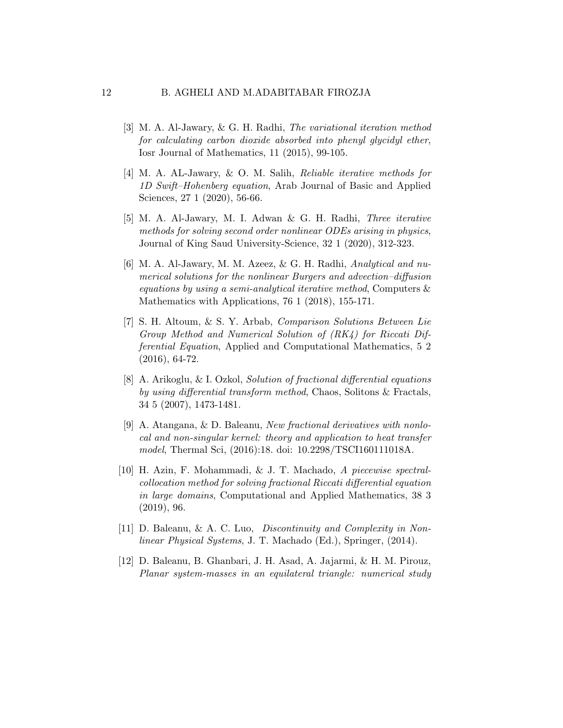[3] M. A. Al-Jawary, & G. H. Radhi, *The variational iteration method for calculating carbon dioxide absorbed into phenyl glycidyl ether*, Iosr Journal of Mathematics, 11 (2015), 99-105.

[4] M. A. AL-Jawary, & O. M. Salih, *Reliable iterative methods for 1D Swift–Hohenberg equation*, Arab Journal of Basic and Applied Sciences, 27 1 (2020), 56-66.

[5] M. A. Al-Jawary, M. I. Adwan & G. H. Radhi, *Three iterative methods for solving second order nonlinear ODEs arising in physics*, Journal of King Saud University-Science, 32 1 (2020), 312-323.

[6] M. A. Al-Jawary, M. M. Azeez, & G. H. Radhi, *Analytical and numerical solutions for the nonlinear Burgers and advection–diffusion equations by using a semi-analytical iterative method*, Computers & Mathematics with Applications, 76 1 (2018), 155-171.

[7] S. H. Altoum, & S. Y. Arbab, *Comparison Solutions Between Lie Group Method and Numerical Solution of (RK4) for Riccati Differential Equation*, Applied and Computational Mathematics, 5 2 (2016), 64-72.

[8] A. Arikoglu, & I. Ozkol, *Solution of fractional differential equations by using differential transform method*, Chaos, Solitons & Fractals, 34 5 (2007), 1473-1481.

[9] A. Atangana, & D. Baleanu, *New fractional derivatives with nonlocal and non-singular kernel: theory and application to heat transfer model*, Thermal Sci, (2016):18. doi: 10.2298/TSCI160111018A.

[10] H. Azin, F. Mohammadi, & J. T. Machado, *A piecewise spectral-collocation method for solving fractional Riccati differential equation in large domains*, Computational and Applied Mathematics, 38 3 (2019), 96.

[11] D. Baleanu, & A. C. Luo, *Discontinuity and Complexity in Nonlinear Physical Systems*, J. T. Machado (Ed.), Springer, (2014).

[12] D. Baleanu, B. Ghanbari, J. H. Asad, A. Jajarmi, & H. M. Pirouz, *Planar system-masses in an equilateral triangle: numerical study*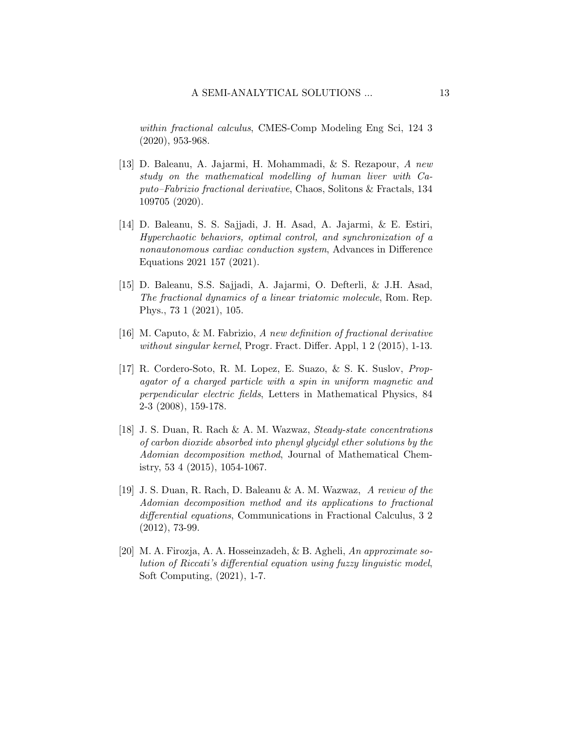*within fractional calculus*, CMES-Comp Modeling Eng Sci, 124 3 (2020), 953-968.

[13] D. Baleanu, A. Jajarmi, H. Mohammadi, & S. Rezapour, *A new study on the mathematical modelling of human liver with Caputo–Fabrizio fractional derivative*, Chaos, Solitons & Fractals, 134 109705 (2020).

[14] D. Baleanu, S. S. Sajjadi, J. H. Asad, A. Jajarmi, & E. Estiri, *Hyperchaotic behaviors, optimal control, and synchronization of a nonautonomous cardiac conduction system*, Advances in Difference Equations 2021 157 (2021).

[15] D. Baleanu, S.S. Sajjadi, A. Jajarmi, O. Defterli, & J.H. Asad, *The fractional dynamics of a linear triatomic molecule*, Rom. Rep. Phys., 73 1 (2021), 105.

[16] M. Caputo, & M. Fabrizio, *A new definition of fractional derivative without singular kernel*, Progr. Fract. Differ. Appl, 1 2 (2015), 1-13.

[17] R. Cordero-Soto, R. M. Lopez, E. Suazo, & S. K. Suslov, *Propagator of a charged particle with a spin in uniform magnetic and perpendicular electric fields*, Letters in Mathematical Physics, 84 2-3 (2008), 159-178.

[18] J. S. Duan, R. Rach & A. M. Wazwaz, *Steady-state concentrations of carbon dioxide absorbed into phenyl glycidyl ether solutions by the Adomian decomposition method*, Journal of Mathematical Chemistry, 53 4 (2015), 1054-1067.

[19] J. S. Duan, R. Rach, D. Baleanu & A. M. Wazwaz, *A review of the Adomian decomposition method and its applications to fractional differential equations*, Communications in Fractional Calculus, 3 2 (2012), 73-99.

[20] M. A. Firozja, A. A. Hosseinzadeh, & B. Agheli, *An approximate solution of Riccati's differential equation using fuzzy linguistic model*, Soft Computing, (2021), 1-7.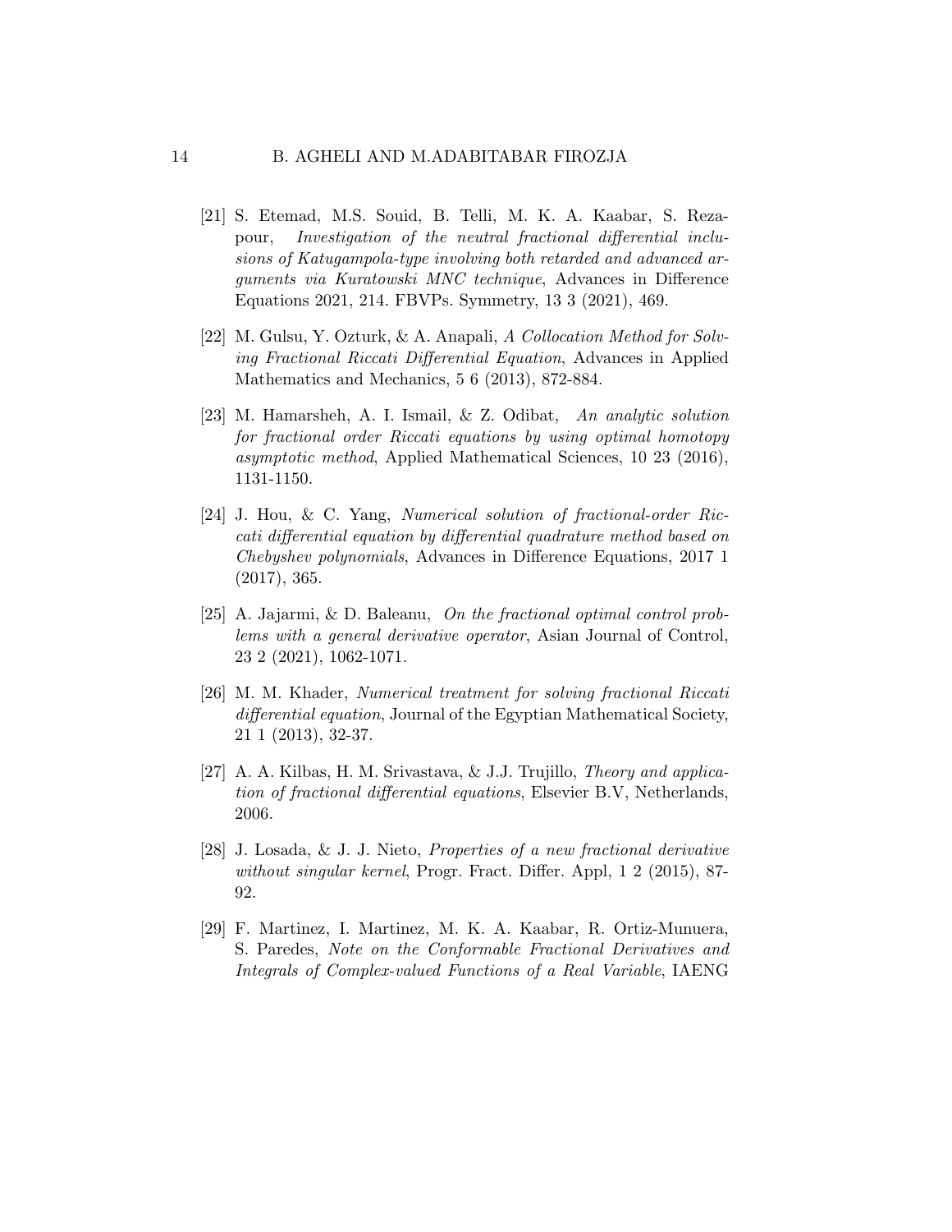[21] S. Etemad, M.S. Souid, B. Telli, M. K. A. Kaabar, S. Rezapour, *Investigation of the neutral fractional differential inclusions of Katugampola-type involving both retarded and advanced arguments via Kuratowski MNC technique*, Advances in Difference Equations 2021, 214. FBVPs. Symmetry, 13 3 (2021), 469.

[22] M. Gulsu, Y. Ozturk, & A. Anapali, *A Collocation Method for Solving Fractional Riccati Differential Equation*, Advances in Applied Mathematics and Mechanics, 5 6 (2013), 872-884.

[23] M. Hamarsheh, A. I. Ismail, & Z. Odibat, *An analytic solution for fractional order Riccati equations by using optimal homotopy asymptotic method*, Applied Mathematical Sciences, 10 23 (2016), 1131-1150.

[24] J. Hou, & C. Yang, *Numerical solution of fractional-order Riccati differential equation by differential quadrature method based on Chebyshev polynomials*, Advances in Difference Equations, 2017 1 (2017), 365.

[25] A. Jajarmi, & D. Baleanu, *On the fractional optimal control problems with a general derivative operator*, Asian Journal of Control, 23 2 (2021), 1062-1071.

[26] M. M. Khader, *Numerical treatment for solving fractional Riccati differential equation*, Journal of the Egyptian Mathematical Society, 21 1 (2013), 32-37.

[27] A. A. Kilbas, H. M. Srivastava, & J.J. Trujillo, *Theory and application of fractional differential equations*, Elsevier B.V, Netherlands, 2006.

[28] J. Losada, & J. J. Nieto, *Properties of a new fractional derivative without singular kernel*, Progr. Fract. Differ. Appl, 1 2 (2015), 87-92.

[29] F. Martinez, I. Martinez, M. K. A. Kaabar, R. Ortiz-Munuera, S. Paredes, *Note on the Conformable Fractional Derivatives and Integrals of Complex-valued Functions of a Real Variable*, IAENG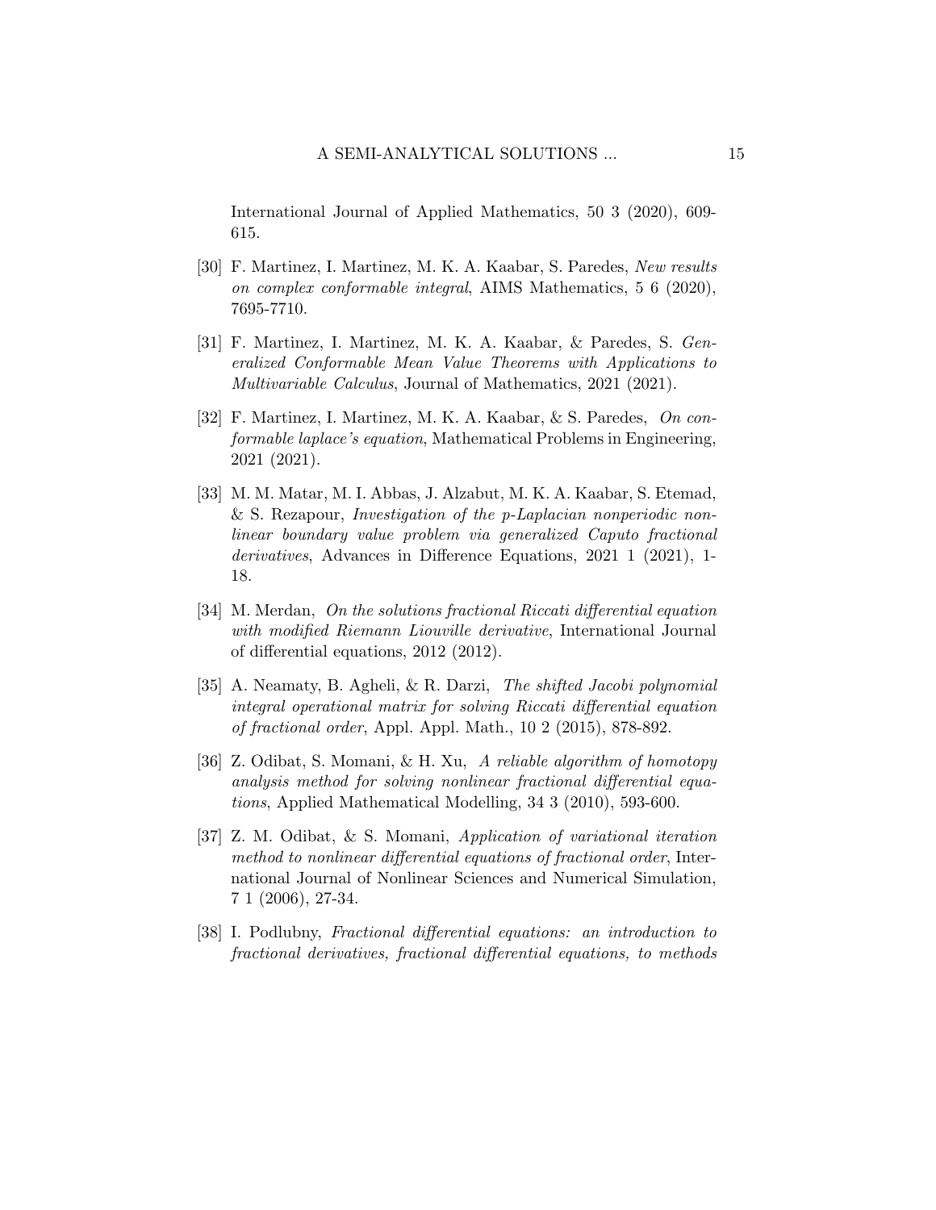International Journal of Applied Mathematics, 50 3 (2020), 609-615.

[30] F. Martinez, I. Martinez, M. K. A. Kaabar, S. Paredes, *New results on complex conformable integral*, AIMS Mathematics, 5 6 (2020), 7695-7710.

[31] F. Martinez, I. Martinez, M. K. A. Kaabar, & Paredes, S. *Generalized Conformable Mean Value Theorems with Applications to Multivariable Calculus*, Journal of Mathematics, 2021 (2021).

[32] F. Martinez, I. Martinez, M. K. A. Kaabar, & S. Paredes, *On conformable laplace's equation*, Mathematical Problems in Engineering, 2021 (2021).

[33] M. M. Matar, M. I. Abbas, J. Alzabut, M. K. A. Kaabar, S. Etemad, & S. Rezapour, *Investigation of the p-Laplacian nonperiodic nonlinear boundary value problem via generalized Caputo fractional derivatives*, Advances in Difference Equations, 2021 1 (2021), 1-18.

[34] M. Merdan, *On the solutions fractional Riccati differential equation with modified Riemann Liouville derivative*, International Journal of differential equations, 2012 (2012).

[35] A. Neamaty, B. Agheli, & R. Darzi, *The shifted Jacobi polynomial integral operational matrix for solving Riccati differential equation of fractional order*, Appl. Appl. Math., 10 2 (2015), 878-892.

[36] Z. Odibat, S. Momani, & H. Xu, *A reliable algorithm of homotopy analysis method for solving nonlinear fractional differential equations*, Applied Mathematical Modelling, 34 3 (2010), 593-600.

[37] Z. M. Odibat, & S. Momani, *Application of variational iteration method to nonlinear differential equations of fractional order*, International Journal of Nonlinear Sciences and Numerical Simulation, 7 1 (2006), 27-34.

[38] I. Podlubny, *Fractional differential equations: an introduction to fractional derivatives, fractional differential equations, to methods*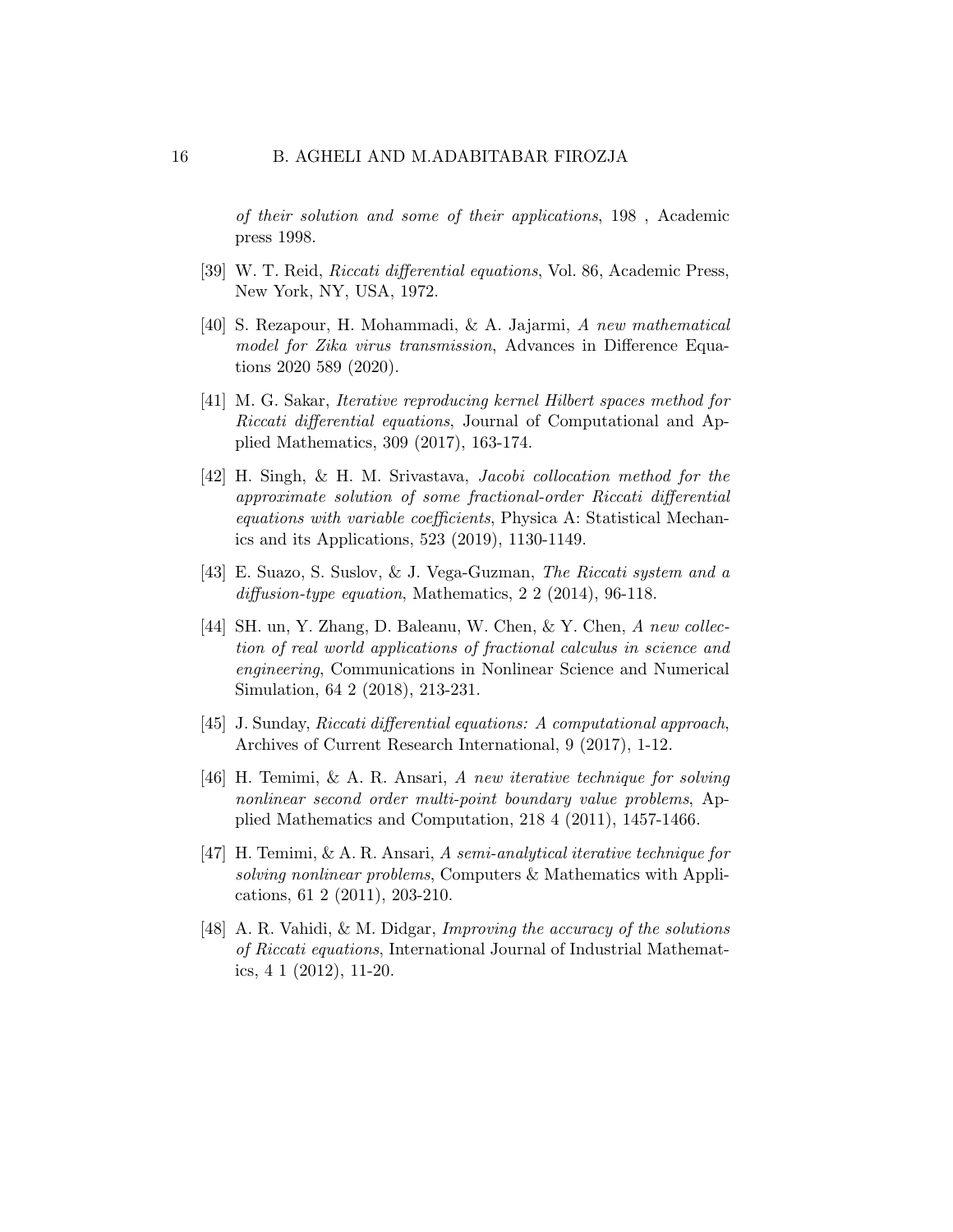*of their solution and some of their applications*, 198 , Academic press 1998.

[39] W. T. Reid, *Riccati differential equations*, Vol. 86, Academic Press, New York, NY, USA, 1972.

[40] S. Rezapour, H. Mohammadi, & A. Jajarmi, *A new mathematical model for Zika virus transmission*, Advances in Difference Equations 2020 589 (2020).

[41] M. G. Sakar, *Iterative reproducing kernel Hilbert spaces method for Riccati differential equations*, Journal of Computational and Applied Mathematics, 309 (2017), 163-174.

[42] H. Singh, & H. M. Srivastava, *Jacobi collocation method for the approximate solution of some fractional-order Riccati differential equations with variable coefficients*, Physica A: Statistical Mechanics and its Applications, 523 (2019), 1130-1149.

[43] E. Suazo, S. Suslov, & J. Vega-Guzman, *The Riccati system and a diffusion-type equation*, Mathematics, 2 2 (2014), 96-118.

[44] SH. un, Y. Zhang, D. Baleanu, W. Chen, & Y. Chen, *A new collection of real world applications of fractional calculus in science and engineering*, Communications in Nonlinear Science and Numerical Simulation, 64 2 (2018), 213-231.

[45] J. Sunday, *Riccati differential equations: A computational approach*, Archives of Current Research International, 9 (2017), 1-12.

[46] H. Temimi, & A. R. Ansari, *A new iterative technique for solving nonlinear second order multi-point boundary value problems*, Applied Mathematics and Computation, 218 4 (2011), 1457-1466.

[47] H. Temimi, & A. R. Ansari, *A semi-analytical iterative technique for solving nonlinear problems*, Computers & Mathematics with Applications, 61 2 (2011), 203-210.

[48] A. R. Vahidi, & M. Didgar, *Improving the accuracy of the solutions of Riccati equations*, International Journal of Industrial Mathematics, 4 1 (2012), 11-20.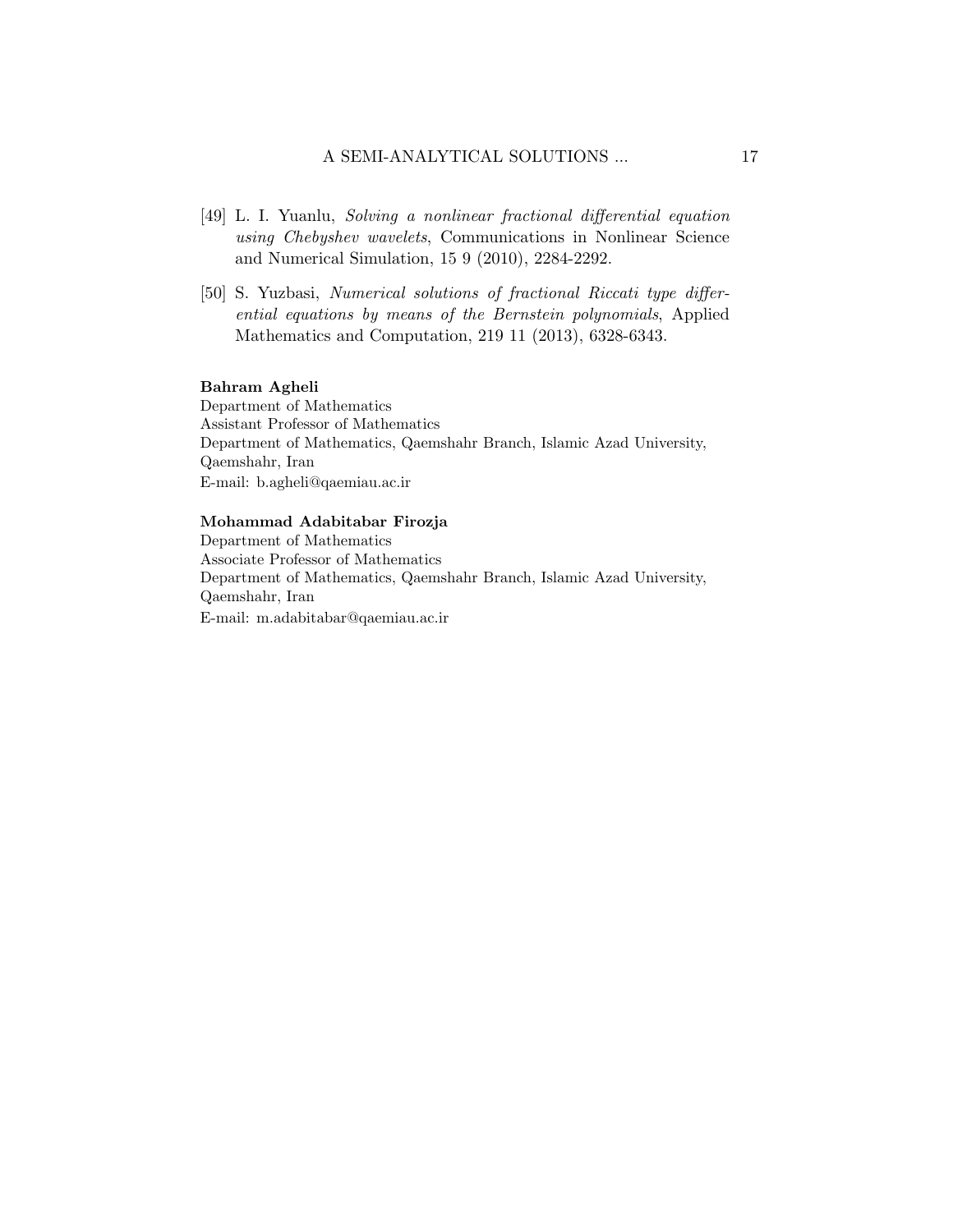[49] L. I. Yuanlu, *Solving a nonlinear fractional differential equation using Chebyshev wavelets*, Communications in Nonlinear Science and Numerical Simulation, 15 9 (2010), 2284-2292.

[50] S. Yuzbasi, *Numerical solutions of fractional Riccati type differential equations by means of the Bernstein polynomials*, Applied Mathematics and Computation, 219 11 (2013), 6328-6343.

**Bahram Agheli**
Department of Mathematics
Assistant Professor of Mathematics
Department of Mathematics, Qaemshahr Branch, Islamic Azad University, Qaemshahr, Iran
E-mail: b.agheli@qaemiau.ac.ir

**Mohammad Adabitabar Firozja**
Department of Mathematics
Associate Professor of Mathematics
Department of Mathematics, Qaemshahr Branch, Islamic Azad University, Qaemshahr, Iran
E-mail: m.adabitabar@qaemiau.ac.ir